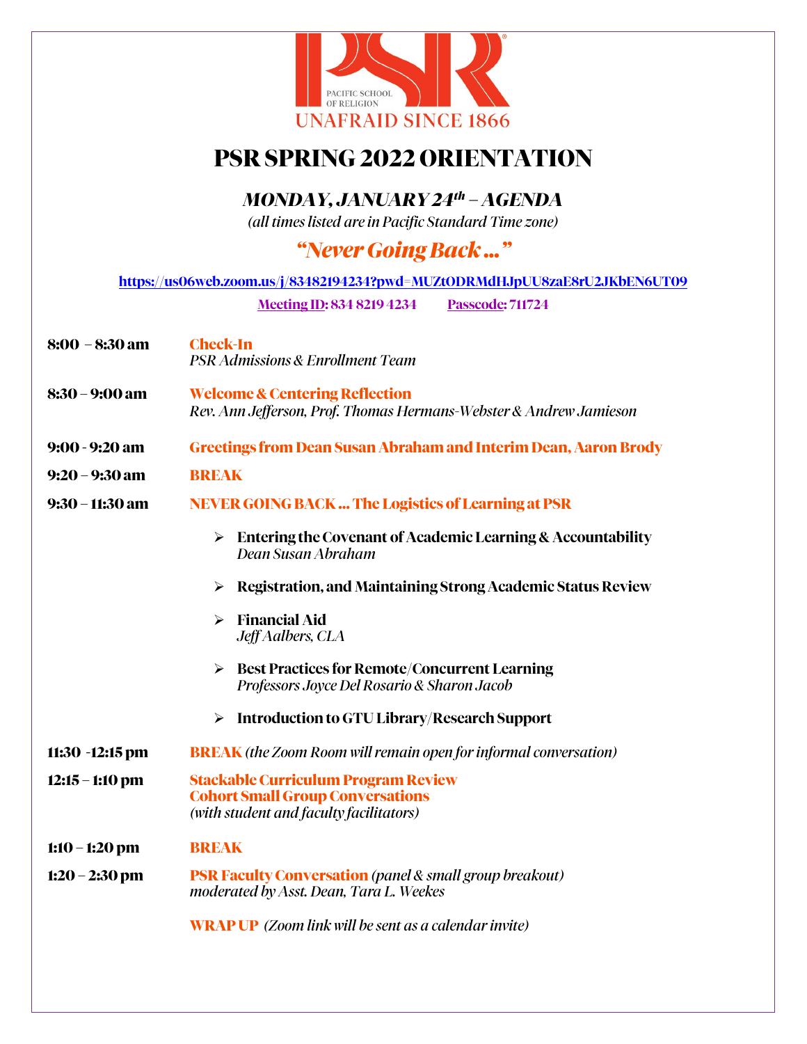PACIFIC SCHOOL OF RELIGION

UNAFRAID SINCE 1866

# PSR SPRING 2022 ORIENTATION

## *MONDAY, JANUARY 24th – AGENDA*

*(all times listed are in Pacific Standard Time zone)*

## *"Never Going Back …"*

https://us06web.zoom.us/j/83482194234?pwd=MUZtODRMdHJpUU8zaE8rU2JKbEN6UT09

Meeting ID: 834 8219 4234    Passcode: 711724

**8:00 – 8:30 am** **Check-In**
*PSR Admissions & Enrollment Team*

**8:30 – 9:00 am** **Welcome & Centering Reflection**
*Rev. Ann Jefferson, Prof. Thomas Hermans-Webster & Andrew Jamieson*

**9:00 - 9:20 am** **Greetings from Dean Susan Abraham and Interim Dean, Aaron Brody**

**9:20 – 9:30 am** **BREAK**

**9:30 – 11:30 am** **NEVER GOING BACK … The Logistics of Learning at PSR**

- **Entering the Covenant of Academic Learning & Accountability**
  *Dean Susan Abraham*
- **Registration, and Maintaining Strong Academic Status Review**
- **Financial Aid**
  *Jeff Aalbers, CLA*
- **Best Practices for Remote/Concurrent Learning**
  *Professors Joyce Del Rosario & Sharon Jacob*
- **Introduction to GTU Library/Research Support**

**11:30 -12:15 pm** **BREAK** *(the Zoom Room will remain open for informal conversation)*

**12:15 – 1:10 pm** **Stackable Curriculum Program Review**
**Cohort Small Group Conversations**
*(with student and faculty facilitators)*

**1:10 – 1:20 pm** **BREAK**

**1:20 – 2:30 pm** **PSR Faculty Conversation** *(panel & small group breakout)*
*moderated by Asst. Dean, Tara L. Weekes*

**WRAP UP** *(Zoom link will be sent as a calendar invite)*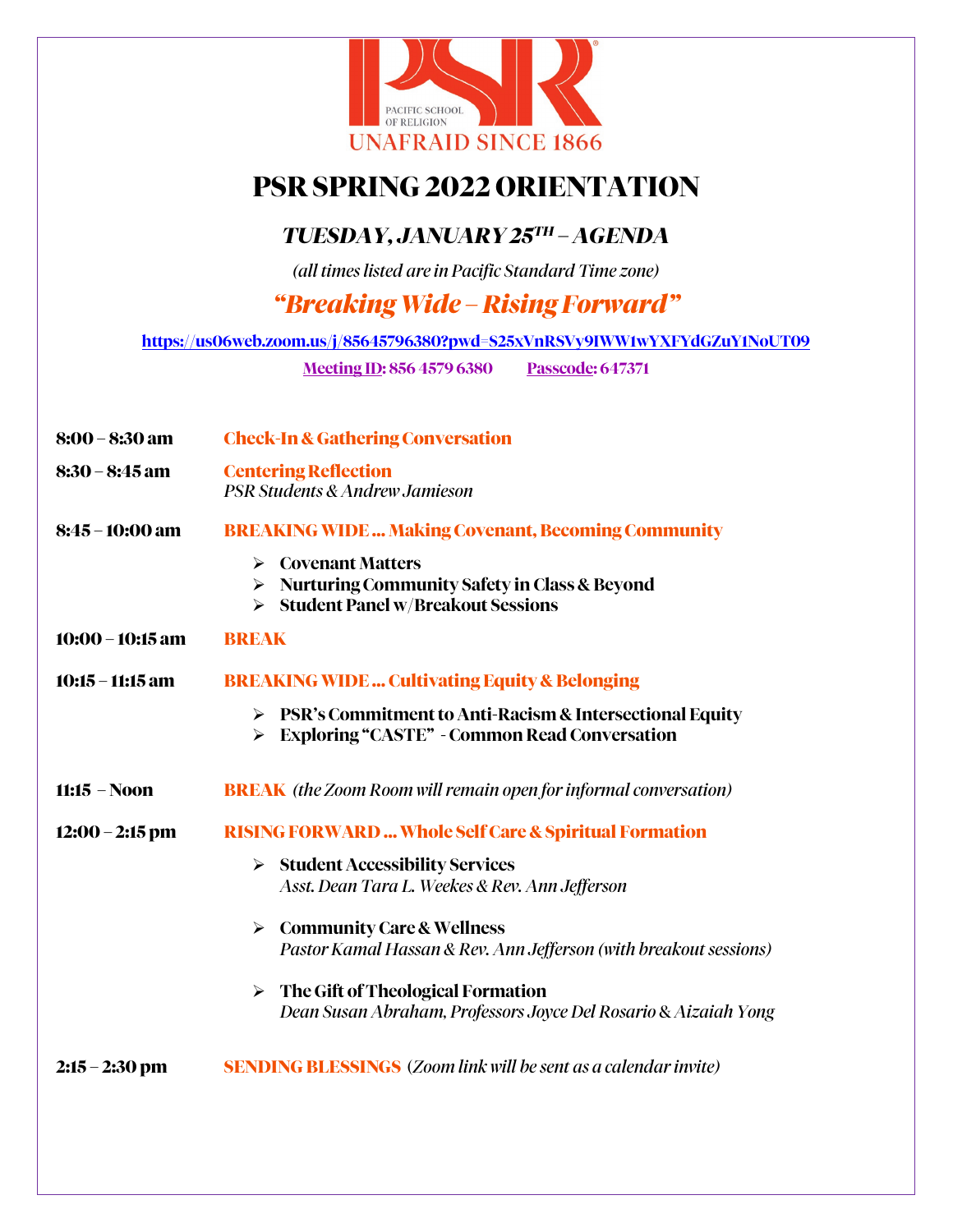PSR

PACIFIC SCHOOL OF RELIGION

UNAFRAID SINCE 1866

# PSR SPRING 2022 ORIENTATION

## *TUESDAY, JANUARY 25TH – AGENDA*

*(all times listed are in Pacific Standard Time zone)*

## *"Breaking Wide – Rising Forward"*

**https://us06web.zoom.us/j/85645796380?pwd=S25xVnRSVy9IWW1wYXFYdGZuY1NoUT09**

**Meeting ID: 856 4579 6380** **Passcode: 647371**

**8:00 – 8:30 am** **Check-In & Gathering Conversation**

**8:30 – 8:45 am** **Centering Reflection**
*PSR Students & Andrew Jamieson*

**8:45 – 10:00 am** **BREAKING WIDE … Making Covenant, Becoming Community**

- **Covenant Matters**
- **Nurturing Community Safety in Class & Beyond**
- **Student Panel w/Breakout Sessions**

**10:00 – 10:15 am** **BREAK**

**10:15 – 11:15 am** **BREAKING WIDE … Cultivating Equity & Belonging**

- **PSR's Commitment to Anti-Racism & Intersectional Equity**
- **Exploring "CASTE" - Common Read Conversation**

**11:15 – Noon** **BREAK** *(the Zoom Room will remain open for informal conversation)*

**12:00 – 2:15 pm** **RISING FORWARD … Whole Self Care & Spiritual Formation**

- **Student Accessibility Services**
  *Asst. Dean Tara L. Weekes & Rev. Ann Jefferson*
- **Community Care & Wellness**
  *Pastor Kamal Hassan & Rev. Ann Jefferson (with breakout sessions)*
- **The Gift of Theological Formation**
  *Dean Susan Abraham, Professors Joyce Del Rosario & Aizaiah Yong*

**2:15 – 2:30 pm** **SENDING BLESSINGS** *(Zoom link will be sent as a calendar invite)*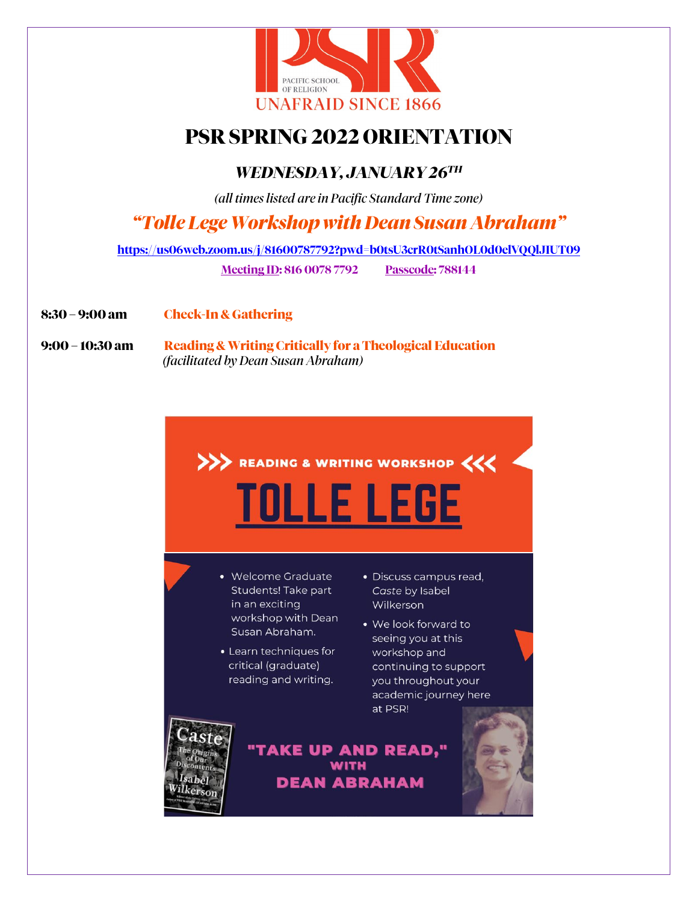PACIFIC SCHOOL OF RELIGION

UNAFRAID SINCE 1866

# PSR SPRING 2022 ORIENTATION

## *WEDNESDAY, JANUARY 26TH*

*(all times listed are in Pacific Standard Time zone)*

## *"Tolle Lege Workshop with Dean Susan Abraham"*

https://us06web.zoom.us/j/81600787792?pwd=b0tsU3crR0tSanhOL0d0elVQQlJIUT09

Meeting ID: 816 0078 7792 Passcode: 788144

**8:30 – 9:00 am** **Check-In & Gathering**

**9:00 – 10:30 am** **Reading & Writing Critically for a Theological Education**
*(facilitated by Dean Susan Abraham)*

>>> READING & WRITING WORKSHOP <<<

TOLLE LEGE

- Welcome Graduate Students! Take part in an exciting workshop with Dean Susan Abraham.
- Learn techniques for critical (graduate) reading and writing.
- Discuss campus read, *Caste* by Isabel Wilkerson
- We look forward to seeing you at this workshop and continuing to support you throughout your academic journey here at PSR!

"TAKE UP AND READ," WITH DEAN ABRAHAM